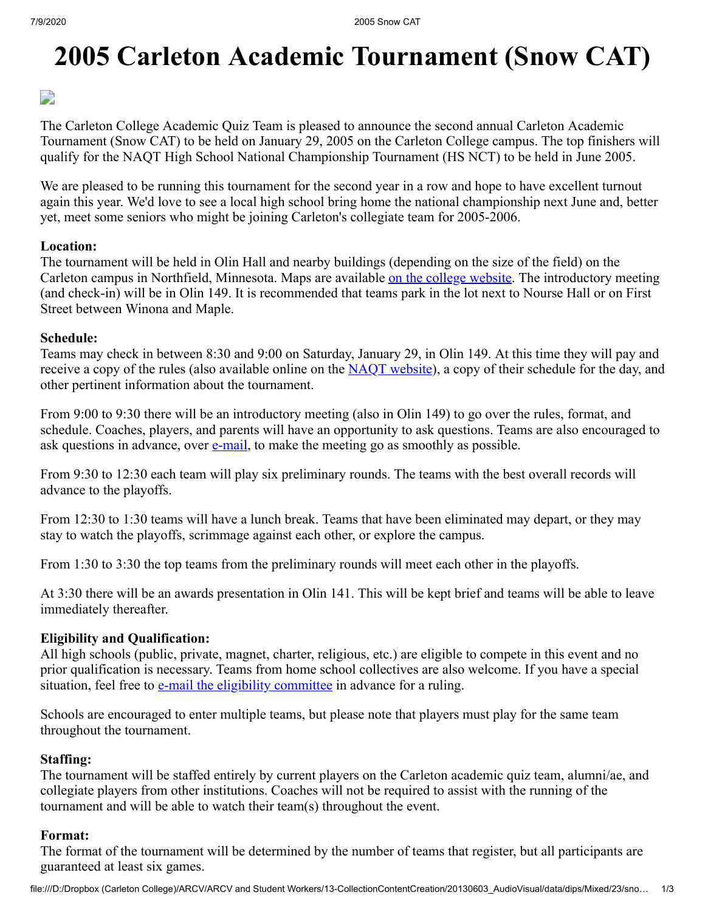# 2005 Carleton Academic Tournament (Snow CAT)

The Carleton College Academic Quiz Team is pleased to announce the second annual Carleton Academic Tournament (Snow CAT) to be held on January 29, 2005 on the Carleton College campus. The top finishers will qualify for the NAQT High School National Championship Tournament (HS NCT) to be held in June 2005.

We are pleased to be running this tournament for the second year in a row and hope to have excellent turnout again this year. We'd love to see a local high school bring home the national championship next June and, better yet, meet some seniors who might be joining Carleton's collegiate team for 2005-2006.

**Location:**
The tournament will be held in Olin Hall and nearby buildings (depending on the size of the field) on the Carleton campus in Northfield, Minnesota. Maps are available [on the college website](). The introductory meeting (and check-in) will be in Olin 149. It is recommended that teams park in the lot next to Nourse Hall or on First Street between Winona and Maple.

**Schedule:**
Teams may check in between 8:30 and 9:00 on Saturday, January 29, in Olin 149. At this time they will pay and receive a copy of the rules (also available online on the [NAQT website]()), a copy of their schedule for the day, and other pertinent information about the tournament.

From 9:00 to 9:30 there will be an introductory meeting (also in Olin 149) to go over the rules, format, and schedule. Coaches, players, and parents will have an opportunity to ask questions. Teams are also encouraged to ask questions in advance, over [e-mail](), to make the meeting go as smoothly as possible.

From 9:30 to 12:30 each team will play six preliminary rounds. The teams with the best overall records will advance to the playoffs.

From 12:30 to 1:30 teams will have a lunch break. Teams that have been eliminated may depart, or they may stay to watch the playoffs, scrimmage against each other, or explore the campus.

From 1:30 to 3:30 the top teams from the preliminary rounds will meet each other in the playoffs.

At 3:30 there will be an awards presentation in Olin 141. This will be kept brief and teams will be able to leave immediately thereafter.

**Eligibility and Qualification:**
All high schools (public, private, magnet, charter, religious, etc.) are eligible to compete in this event and no prior qualification is necessary. Teams from home school collectives are also welcome. If you have a special situation, feel free to [e-mail the eligibility committee]() in advance for a ruling.

Schools are encouraged to enter multiple teams, but please note that players must play for the same team throughout the tournament.

**Staffing:**
The tournament will be staffed entirely by current players on the Carleton academic quiz team, alumni/ae, and collegiate players from other institutions. Coaches will not be required to assist with the running of the tournament and will be able to watch their team(s) throughout the event.

**Format:**
The format of the tournament will be determined by the number of teams that register, but all participants are guaranteed at least six games.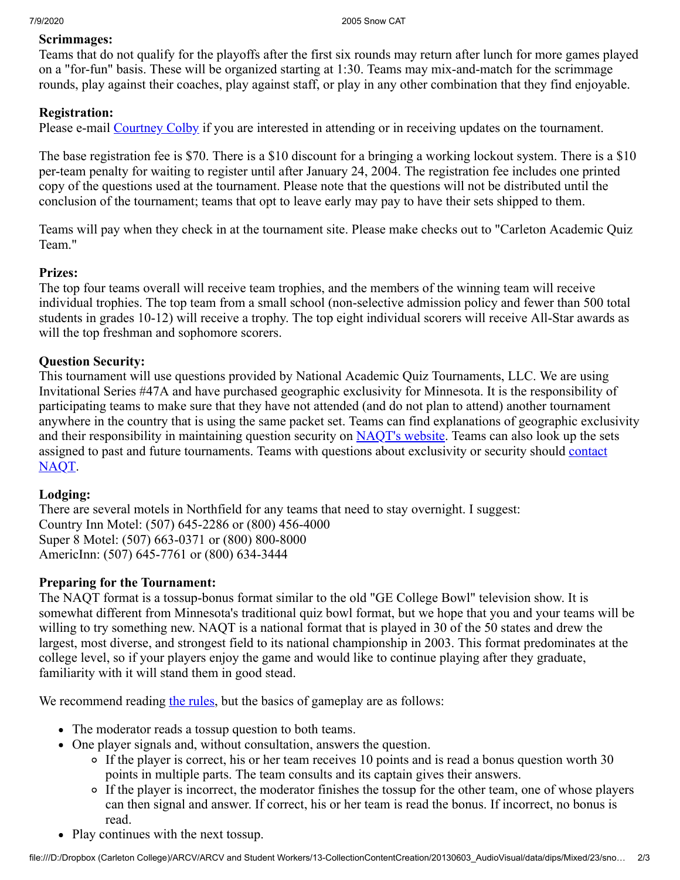### Scrimmages:

Teams that do not qualify for the playoffs after the first six rounds may return after lunch for more games played on a "for-fun" basis. These will be organized starting at 1:30. Teams may mix-and-match for the scrimmage rounds, play against their coaches, play against staff, or play in any other combination that they find enjoyable.

### Registration:

Please e-mail Courtney Colby if you are interested in attending or in receiving updates on the tournament.

The base registration fee is $70. There is a $10 discount for a bringing a working lockout system. There is a $10 per-team penalty for waiting to register until after January 24, 2004. The registration fee includes one printed copy of the questions used at the tournament. Please note that the questions will not be distributed until the conclusion of the tournament; teams that opt to leave early may pay to have their sets shipped to them.

Teams will pay when they check in at the tournament site. Please make checks out to "Carleton Academic Quiz Team."

### Prizes:

The top four teams overall will receive team trophies, and the members of the winning team will receive individual trophies. The top team from a small school (non-selective admission policy and fewer than 500 total students in grades 10-12) will receive a trophy. The top eight individual scorers will receive All-Star awards as will the top freshman and sophomore scorers.

### Question Security:

This tournament will use questions provided by National Academic Quiz Tournaments, LLC. We are using Invitational Series #47A and have purchased geographic exclusivity for Minnesota. It is the responsibility of participating teams to make sure that they have not attended (and do not plan to attend) another tournament anywhere in the country that is using the same packet set. Teams can find explanations of geographic exclusivity and their responsibility in maintaining question security on NAQT's website. Teams can also look up the sets assigned to past and future tournaments. Teams with questions about exclusivity or security should contact NAQT.

### Lodging:

There are several motels in Northfield for any teams that need to stay overnight. I suggest:
Country Inn Motel: (507) 645-2286 or (800) 456-4000
Super 8 Motel: (507) 663-0371 or (800) 800-8000
AmericInn: (507) 645-7761 or (800) 634-3444

### Preparing for the Tournament:

The NAQT format is a tossup-bonus format similar to the old "GE College Bowl" television show. It is somewhat different from Minnesota's traditional quiz bowl format, but we hope that you and your teams will be willing to try something new. NAQT is a national format that is played in 30 of the 50 states and drew the largest, most diverse, and strongest field to its national championship in 2003. This format predominates at the college level, so if your players enjoy the game and would like to continue playing after they graduate, familiarity with it will stand them in good stead.

We recommend reading the rules, but the basics of gameplay are as follows:

- The moderator reads a tossup question to both teams.
- One player signals and, without consultation, answers the question.
  - If the player is correct, his or her team receives 10 points and is read a bonus question worth 30 points in multiple parts. The team consults and its captain gives their answers.
  - If the player is incorrect, the moderator finishes the tossup for the other team, one of whose players can then signal and answer. If correct, his or her team is read the bonus. If incorrect, no bonus is read.
- Play continues with the next tossup.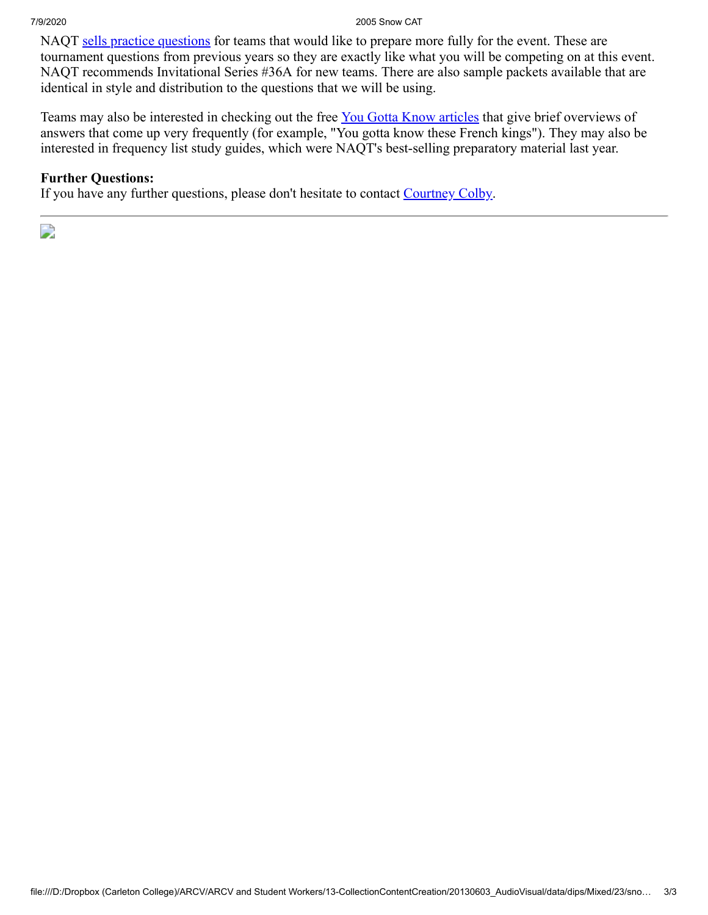NAQT sells practice questions for teams that would like to prepare more fully for the event. These are tournament questions from previous years so they are exactly like what you will be competing on at this event. NAQT recommends Invitational Series #36A for new teams. There are also sample packets available that are identical in style and distribution to the questions that we will be using.

Teams may also be interested in checking out the free You Gotta Know articles that give brief overviews of answers that come up very frequently (for example, "You gotta know these French kings"). They may also be interested in frequency list study guides, which were NAQT's best-selling preparatory material last year.

**Further Questions:**
If you have any further questions, please don't hesitate to contact Courtney Colby.

---